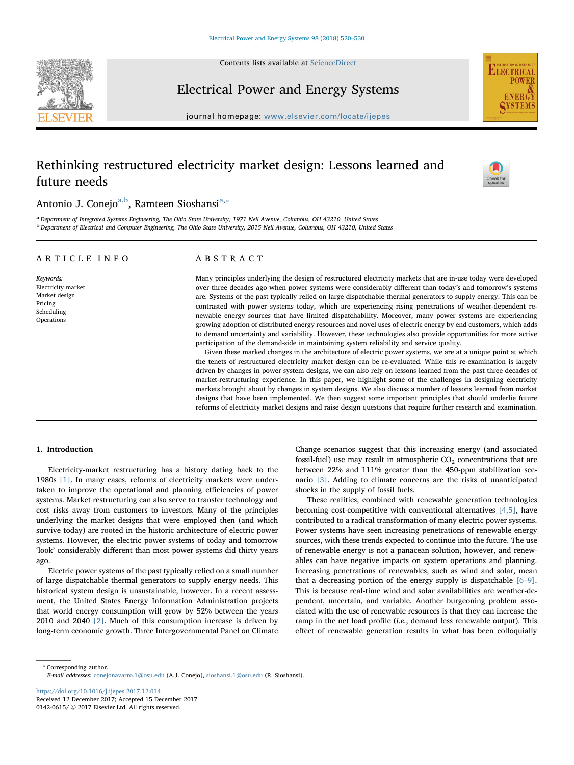# Rethinking restructured electricity market design: Lessons learned and future needs

Antonio J. Conejo[a,b], Ramteen Sioshansi[a,*]

[a] Department of Integrated Systems Engineering, The Ohio State University, 1971 Neil Avenue, Columbus, OH 43210, United States

[b] Department of Electrical and Computer Engineering, The Ohio State University, 2015 Neil Avenue, Columbus, OH 43210, United States

## ARTICLE INFO

*Keywords:*
Electricity market
Market design
Pricing
Scheduling
Operations

## ABSTRACT

Many principles underlying the design of restructured electricity markets that are in-use today were developed over three decades ago when power systems were considerably different than today's and tomorrow's systems are. Systems of the past typically relied on large dispatchable thermal generators to supply energy. This can be contrasted with power systems today, which are experiencing rising penetrations of weather-dependent renewable energy sources that have limited dispatchability. Moreover, many power systems are experiencing growing adoption of distributed energy resources and novel uses of electric energy by end customers, which adds to demand uncertainty and variability. However, these technologies also provide opportunities for more active participation of the demand-side in maintaining system reliability and service quality.

Given these marked changes in the architecture of electric power systems, we are at a unique point at which the tenets of restructured electricity market design can be re-evaluated. While this re-examination is largely driven by changes in power system designs, we can also rely on lessons learned from the past three decades of market-restructuring experience. In this paper, we highlight some of the challenges in designing electricity markets brought about by changes in system designs. We also discuss a number of lessons learned from market designs that have been implemented. We then suggest some important principles that should underlie future reforms of electricity market designs and raise design questions that require further research and examination.

## 1. Introduction

Electricity-market restructuring has a history dating back to the 1980s [1]. In many cases, reforms of electricity markets were undertaken to improve the operational and planning efficiencies of power systems. Market restructuring can also serve to transfer technology and cost risks away from customers to investors. Many of the principles underlying the market designs that were employed then (and which survive today) are rooted in the historic architecture of electric power systems. However, the electric power systems of today and tomorrow 'look' considerably different than most power systems did thirty years ago.

Electric power systems of the past typically relied on a small number of large dispatchable thermal generators to supply energy needs. This historical system design is unsustainable, however. In a recent assessment, the United States Energy Information Administration projects that world energy consumption will grow by 52% between the years 2010 and 2040 [2]. Much of this consumption increase is driven by long-term economic growth. Three Intergovernmental Panel on Climate Change scenarios suggest that this increasing energy (and associated fossil-fuel) use may result in atmospheric $CO_2$ concentrations that are between 22% and 111% greater than the 450-ppm stabilization scenario [3]. Adding to climate concerns are the risks of unanticipated shocks in the supply of fossil fuels.

These realities, combined with renewable generation technologies becoming cost-competitive with conventional alternatives [4,5], have contributed to a radical transformation of many electric power systems. Power systems have seen increasing penetrations of renewable energy sources, with these trends expected to continue into the future. The use of renewable energy is not a panacean solution, however, and renewables can have negative impacts on system operations and planning. Increasing penetrations of renewables, such as wind and solar, mean that a decreasing portion of the energy supply is dispatchable [6–9]. This is because real-time wind and solar availabilities are weather-dependent, uncertain, and variable. Another burgeoning problem associated with the use of renewable resources is that they can increase the ramp in the net load profile (*i.e.*, demand less renewable output). This effect of renewable generation results in what has been colloquially

---

* Corresponding author.
*E-mail addresses:* conejonavarro.1@osu.edu (A.J. Conejo), sioshansi.1@osu.edu (R. Sioshansi).

https://doi.org/10.1016/j.ijepes.2017.12.014
Received 12 December 2017; Accepted 15 December 2017
0142-0615/ © 2017 Elsevier Ltd. All rights reserved.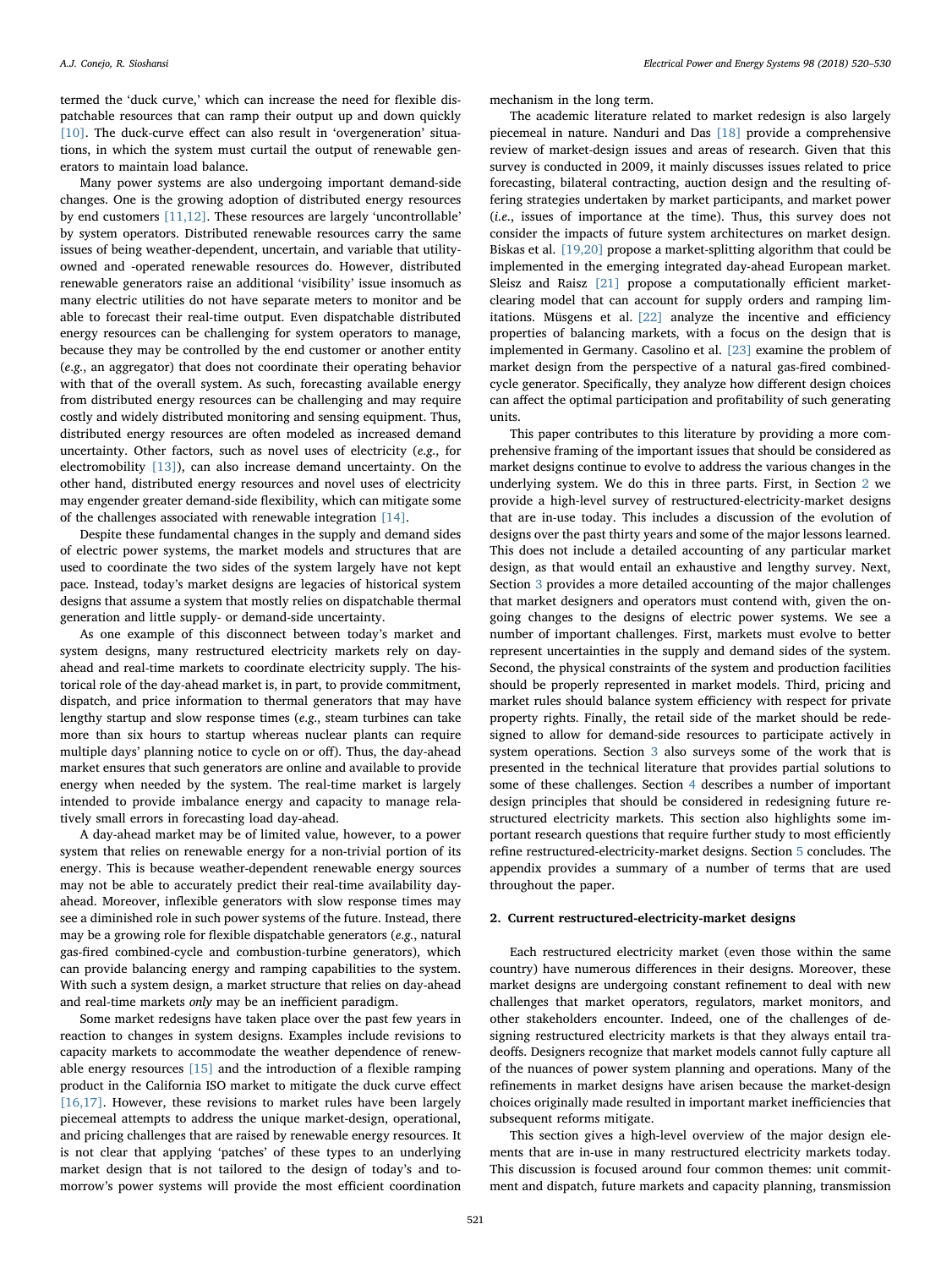termed the 'duck curve,' which can increase the need for flexible dispatchable resources that can ramp their output up and down quickly [10]. The duck-curve effect can also result in 'overgeneration' situations, in which the system must curtail the output of renewable generators to maintain load balance.

Many power systems are also undergoing important demand-side changes. One is the growing adoption of distributed energy resources by end customers [11,12]. These resources are largely 'uncontrollable' by system operators. Distributed renewable resources carry the same issues of being weather-dependent, uncertain, and variable that utility-owned and -operated renewable resources do. However, distributed renewable generators raise an additional 'visibility' issue insomuch as many electric utilities do not have separate meters to monitor and be able to forecast their real-time output. Even dispatchable distributed energy resources can be challenging for system operators to manage, because they may be controlled by the end customer or another entity (*e.g.*, an aggregator) that does not coordinate their operating behavior with that of the overall system. As such, forecasting available energy from distributed energy resources can be challenging and may require costly and widely distributed monitoring and sensing equipment. Thus, distributed energy resources are often modeled as increased demand uncertainty. Other factors, such as novel uses of electricity (*e.g.*, for electromobility [13]), can also increase demand uncertainty. On the other hand, distributed energy resources and novel uses of electricity may engender greater demand-side flexibility, which can mitigate some of the challenges associated with renewable integration [14].

Despite these fundamental changes in the supply and demand sides of electric power systems, the market models and structures that are used to coordinate the two sides of the system largely have not kept pace. Instead, today's market designs are legacies of historical system designs that assume a system that mostly relies on dispatchable thermal generation and little supply- or demand-side uncertainty.

As one example of this disconnect between today's market and system designs, many restructured electricity markets rely on day-ahead and real-time markets to coordinate electricity supply. The historical role of the day-ahead market is, in part, to provide commitment, dispatch, and price information to thermal generators that may have lengthy startup and slow response times (*e.g.*, steam turbines can take more than six hours to startup whereas nuclear plants can require multiple days' planning notice to cycle on or off). Thus, the day-ahead market ensures that such generators are online and available to provide energy when needed by the system. The real-time market is largely intended to provide imbalance energy and capacity to manage relatively small errors in forecasting load day-ahead.

A day-ahead market may be of limited value, however, to a power system that relies on renewable energy for a non-trivial portion of its energy. This is because weather-dependent renewable energy sources may not be able to accurately predict their real-time availability day-ahead. Moreover, inflexible generators with slow response times may see a diminished role in such power systems of the future. Instead, there may be a growing role for flexible dispatchable generators (*e.g.*, natural gas-fired combined-cycle and combustion-turbine generators), which can provide balancing energy and ramping capabilities to the system. With such a system design, a market structure that relies on day-ahead and real-time markets *only* may be an inefficient paradigm.

Some market redesigns have taken place over the past few years in reaction to changes in system designs. Examples include revisions to capacity markets to accommodate the weather dependence of renewable energy resources [15] and the introduction of a flexible ramping product in the California ISO market to mitigate the duck curve effect [16,17]. However, these revisions to market rules have been largely piecemeal attempts to address the unique market-design, operational, and pricing challenges that are raised by renewable energy resources. It is not clear that applying 'patches' of these types to an underlying market design that is not tailored to the design of today's and tomorrow's power systems will provide the most efficient coordination mechanism in the long term.

The academic literature related to market redesign is also largely piecemeal in nature. Nanduri and Das [18] provide a comprehensive review of market-design issues and areas of research. Given that this survey is conducted in 2009, it mainly discusses issues related to price forecasting, bilateral contracting, auction design and the resulting offering strategies undertaken by market participants, and market power (*i.e.*, issues of importance at the time). Thus, this survey does not consider the impacts of future system architectures on market design. Biskas et al. [19,20] propose a market-splitting algorithm that could be implemented in the emerging integrated day-ahead European market. Sleisz and Raisz [21] propose a computationally efficient market-clearing model that can account for supply orders and ramping limitations. Müsgens et al. [22] analyze the incentive and efficiency properties of balancing markets, with a focus on the design that is implemented in Germany. Casolino et al. [23] examine the problem of market design from the perspective of a natural gas-fired combined-cycle generator. Specifically, they analyze how different design choices can affect the optimal participation and profitability of such generating units.

This paper contributes to this literature by providing a more comprehensive framing of the important issues that should be considered as market designs continue to evolve to address the various changes in the underlying system. We do this in three parts. First, in Section 2 we provide a high-level survey of restructured-electricity-market designs that are in-use today. This includes a discussion of the evolution of designs over the past thirty years and some of the major lessons learned. This does not include a detailed accounting of any particular market design, as that would entail an exhaustive and lengthy survey. Next, Section 3 provides a more detailed accounting of the major challenges that market designers and operators must contend with, given the ongoing changes to the designs of electric power systems. We see a number of important challenges. First, markets must evolve to better represent uncertainties in the supply and demand sides of the system. Second, the physical constraints of the system and production facilities should be properly represented in market models. Third, pricing and market rules should balance system efficiency with respect for private property rights. Finally, the retail side of the market should be redesigned to allow for demand-side resources to participate actively in system operations. Section 3 also surveys some of the work that is presented in the technical literature that provides partial solutions to some of these challenges. Section 4 describes a number of important design principles that should be considered in redesigning future restructured electricity markets. This section also highlights some important research questions that require further study to most efficiently refine restructured-electricity-market designs. Section 5 concludes. The appendix provides a summary of a number of terms that are used throughout the paper.

## 2. Current restructured-electricity-market designs

Each restructured electricity market (even those within the same country) have numerous differences in their designs. Moreover, these market designs are undergoing constant refinement to deal with new challenges that market operators, regulators, market monitors, and other stakeholders encounter. Indeed, one of the challenges of designing restructured electricity markets is that they always entail tradeoffs. Designers recognize that market models cannot fully capture all of the nuances of power system planning and operations. Many of the refinements in market designs have arisen because the market-design choices originally made resulted in important market inefficiencies that subsequent reforms mitigate.

This section gives a high-level overview of the major design elements that are in-use in many restructured electricity markets today. This discussion is focused around four common themes: unit commitment and dispatch, future markets and capacity planning, transmission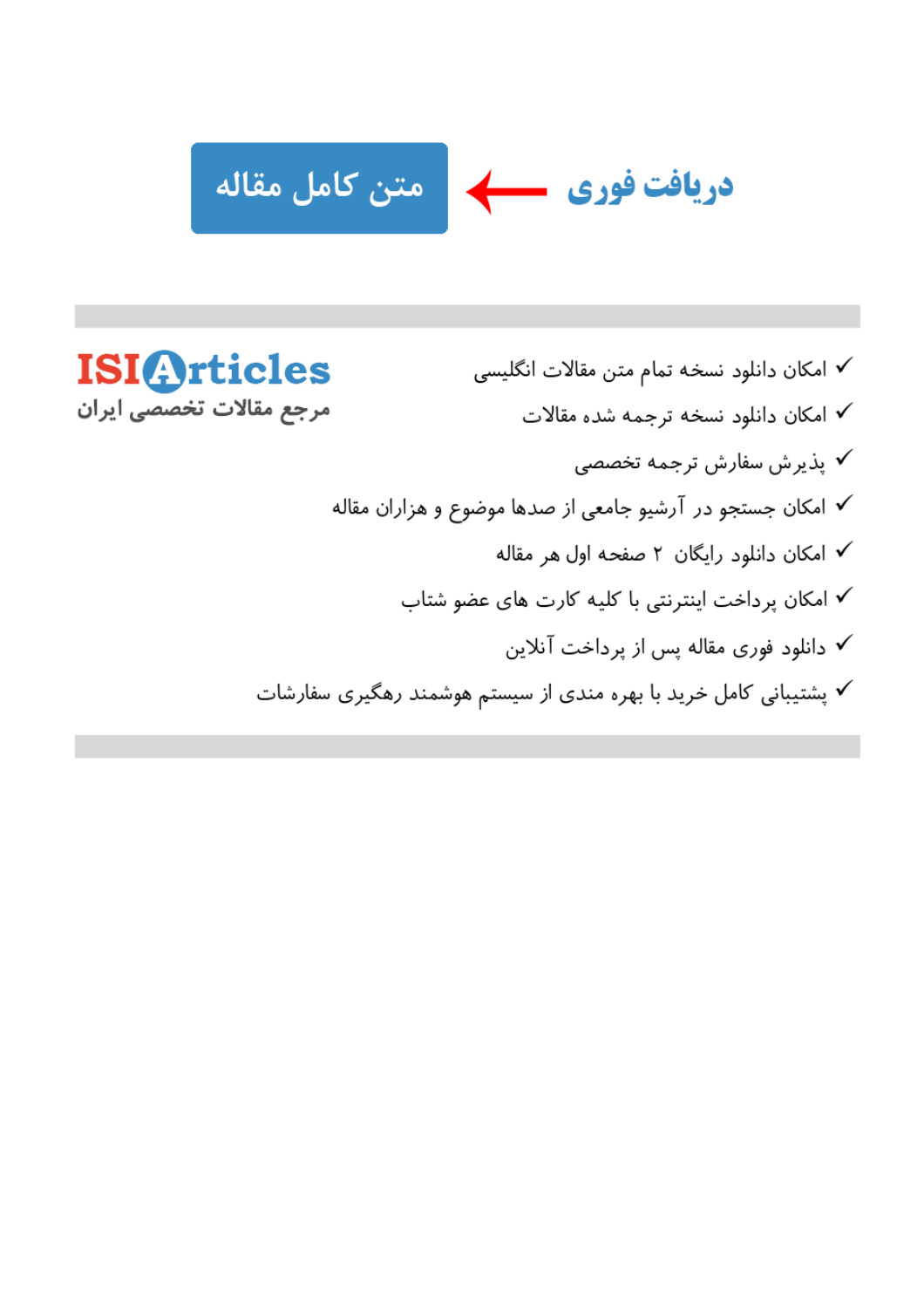دریافت فوری ← **متن کامل مقاله**

**ISIArticles**
مرجع مقالات تخصصی ایران

- ✓ امکان دانلود نسخه تمام متن مقالات انگلیسی
- ✓ امکان دانلود نسخه ترجمه شده مقالات
- ✓ پذیرش سفارش ترجمه تخصصی
- ✓ امکان جستجو در آرشیو جامعی از صدها موضوع و هزاران مقاله
- ✓ امکان دانلود رایگان ۲ صفحه اول هر مقاله
- ✓ امکان پرداخت اینترنتی با کلیه کارت های عضو شتاب
- ✓ دانلود فوری مقاله پس از پرداخت آنلاین
- ✓ پشتیبانی کامل خرید با بهره مندی از سیستم هوشمند رهگیری سفارشات